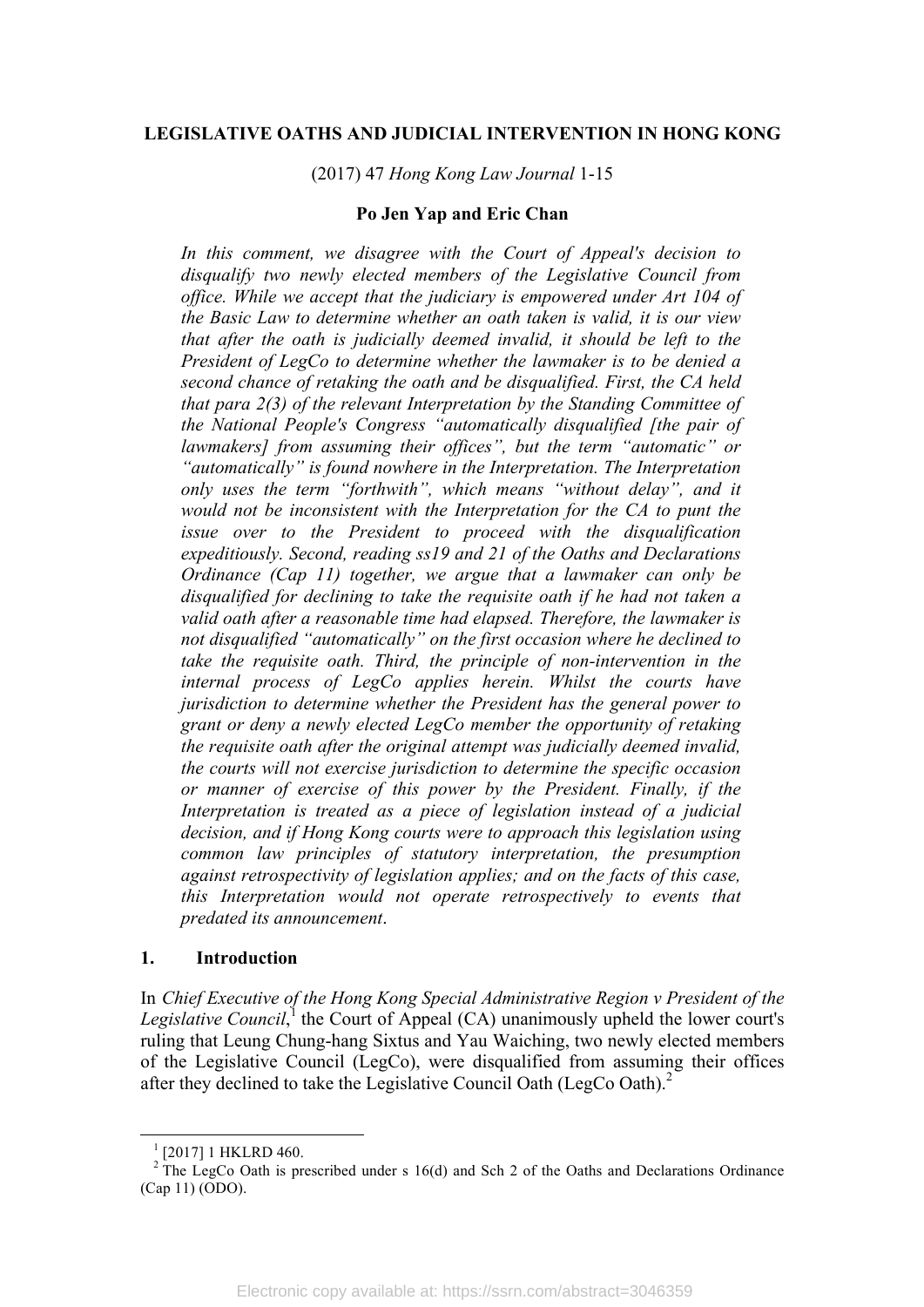# LEGISLATIVE OATHS AND JUDICIAL INTERVENTION IN HONG KONG

(2017) 47 *Hong Kong Law Journal* 1-15

**Po Jen Yap and Eric Chan**

*In this comment, we disagree with the Court of Appeal's decision to disqualify two newly elected members of the Legislative Council from office. While we accept that the judiciary is empowered under Art 104 of the Basic Law to determine whether an oath taken is valid, it is our view that after the oath is judicially deemed invalid, it should be left to the President of LegCo to determine whether the lawmaker is to be denied a second chance of retaking the oath and be disqualified. First, the CA held that para 2(3) of the relevant Interpretation by the Standing Committee of the National People's Congress "automatically disqualified [the pair of lawmakers] from assuming their offices", but the term "automatic" or "automatically" is found nowhere in the Interpretation. The Interpretation only uses the term "forthwith", which means "without delay", and it would not be inconsistent with the Interpretation for the CA to punt the issue over to the President to proceed with the disqualification expeditiously. Second, reading ss19 and 21 of the Oaths and Declarations Ordinance (Cap 11) together, we argue that a lawmaker can only be disqualified for declining to take the requisite oath if he had not taken a valid oath after a reasonable time had elapsed. Therefore, the lawmaker is not disqualified "automatically" on the first occasion where he declined to take the requisite oath. Third, the principle of non-intervention in the internal process of LegCo applies herein. Whilst the courts have jurisdiction to determine whether the President has the general power to grant or deny a newly elected LegCo member the opportunity of retaking the requisite oath after the original attempt was judicially deemed invalid, the courts will not exercise jurisdiction to determine the specific occasion or manner of exercise of this power by the President. Finally, if the Interpretation is treated as a piece of legislation instead of a judicial decision, and if Hong Kong courts were to approach this legislation using common law principles of statutory interpretation, the presumption against retrospectivity of legislation applies; and on the facts of this case, this Interpretation would not operate retrospectively to events that predated its announcement*.

## 1. Introduction

In *Chief Executive of the Hong Kong Special Administrative Region v President of the Legislative Council*,[1] the Court of Appeal (CA) unanimously upheld the lower court's ruling that Leung Chung-hang Sixtus and Yau Waiching, two newly elected members of the Legislative Council (LegCo), were disqualified from assuming their offices after they declined to take the Legislative Council Oath (LegCo Oath).[2]

---

[1] [2017] 1 HKLRD 460.

[2] The LegCo Oath is prescribed under s 16(d) and Sch 2 of the Oaths and Declarations Ordinance (Cap 11) (ODO).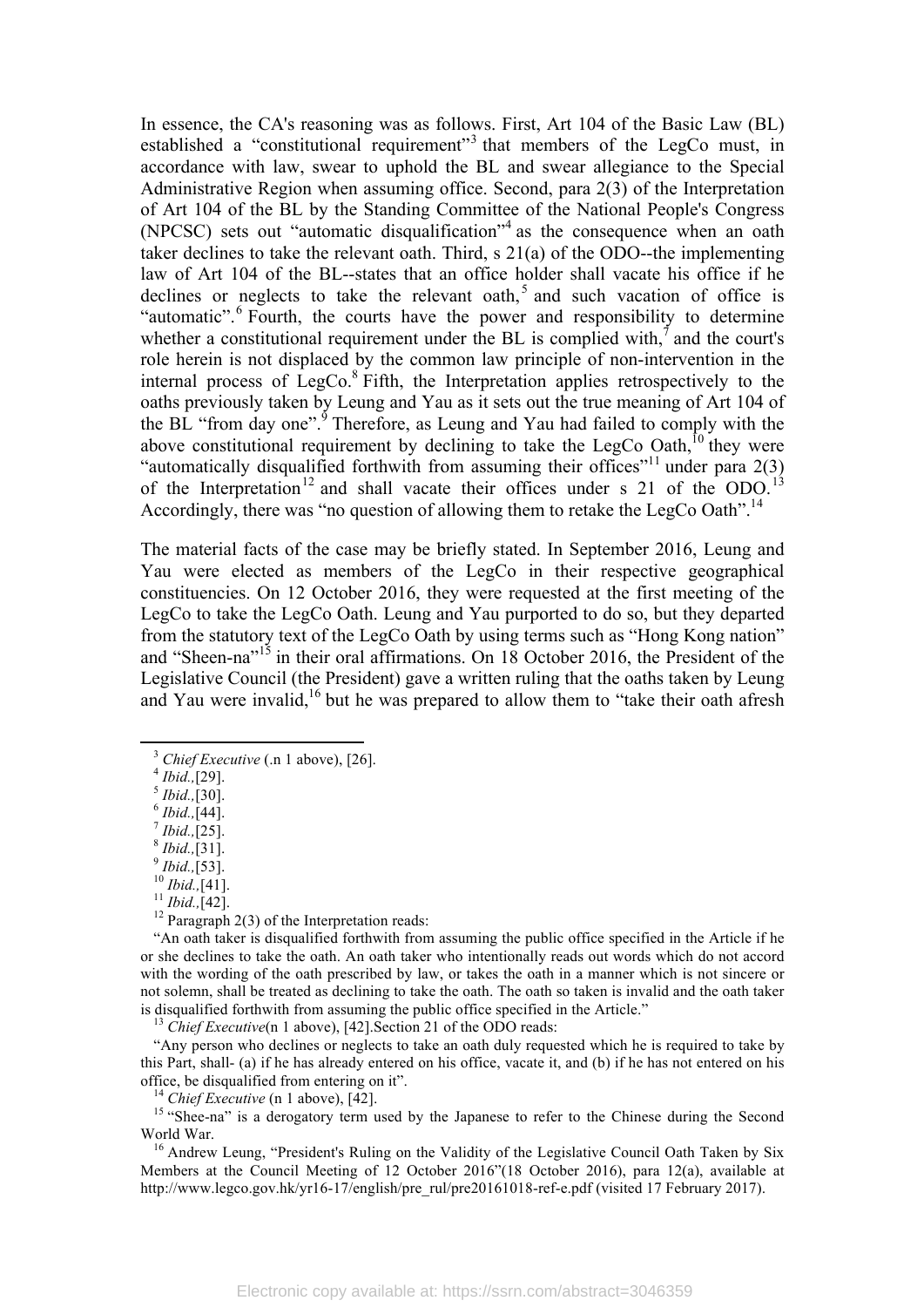In essence, the CA's reasoning was as follows. First, Art 104 of the Basic Law (BL) established a "constitutional requirement"[3] that members of the LegCo must, in accordance with law, swear to uphold the BL and swear allegiance to the Special Administrative Region when assuming office. Second, para 2(3) of the Interpretation of Art 104 of the BL by the Standing Committee of the National People's Congress (NPCSC) sets out "automatic disqualification"[4] as the consequence when an oath taker declines to take the relevant oath. Third, s 21(a) of the ODO--the implementing law of Art 104 of the BL--states that an office holder shall vacate his office if he declines or neglects to take the relevant oath,[5] and such vacation of office is "automatic".[6] Fourth, the courts have the power and responsibility to determine whether a constitutional requirement under the BL is complied with,[7] and the court's role herein is not displaced by the common law principle of non-intervention in the internal process of LegCo.[8] Fifth, the Interpretation applies retrospectively to the oaths previously taken by Leung and Yau as it sets out the true meaning of Art 104 of the BL "from day one".[9] Therefore, as Leung and Yau had failed to comply with the above constitutional requirement by declining to take the LegCo Oath,[10] they were "automatically disqualified forthwith from assuming their offices"[11] under para 2(3) of the Interpretation[12] and shall vacate their offices under s 21 of the ODO.[13] Accordingly, there was "no question of allowing them to retake the LegCo Oath".[14]

The material facts of the case may be briefly stated. In September 2016, Leung and Yau were elected as members of the LegCo in their respective geographical constituencies. On 12 October 2016, they were requested at the first meeting of the LegCo to take the LegCo Oath. Leung and Yau purported to do so, but they departed from the statutory text of the LegCo Oath by using terms such as "Hong Kong nation" and "Sheen-na"[15] in their oral affirmations. On 18 October 2016, the President of the Legislative Council (the President) gave a written ruling that the oaths taken by Leung and Yau were invalid,[16] but he was prepared to allow them to "take their oath afresh

---

[3] *Chief Executive* (.n 1 above), [26].

[4] *Ibid.,*[29].

[5] *Ibid.,*[30].

[6] *Ibid.,*[44].

[7] *Ibid.,*[25].

[8] *Ibid.,*[31].

[9] *Ibid.,*[53].

[10] *Ibid.,*[41].

[11] *Ibid.,*[42].

[12] Paragraph 2(3) of the Interpretation reads:

"An oath taker is disqualified forthwith from assuming the public office specified in the Article if he or she declines to take the oath. An oath taker who intentionally reads out words which do not accord with the wording of the oath prescribed by law, or takes the oath in a manner which is not sincere or not solemn, shall be treated as declining to take the oath. The oath so taken is invalid and the oath taker is disqualified forthwith from assuming the public office specified in the Article."

[13] *Chief Executive*(n 1 above), [42].Section 21 of the ODO reads:

"Any person who declines or neglects to take an oath duly requested which he is required to take by this Part, shall- (a) if he has already entered on his office, vacate it, and (b) if he has not entered on his office, be disqualified from entering on it".

[14] *Chief Executive* (n 1 above), [42].

[15] "Shee-na" is a derogatory term used by the Japanese to refer to the Chinese during the Second World War.

[16] Andrew Leung, "President's Ruling on the Validity of the Legislative Council Oath Taken by Six Members at the Council Meeting of 12 October 2016"(18 October 2016), para 12(a), available at http://www.legco.gov.hk/yr16-17/english/pre_rul/pre20161018-ref-e.pdf (visited 17 February 2017).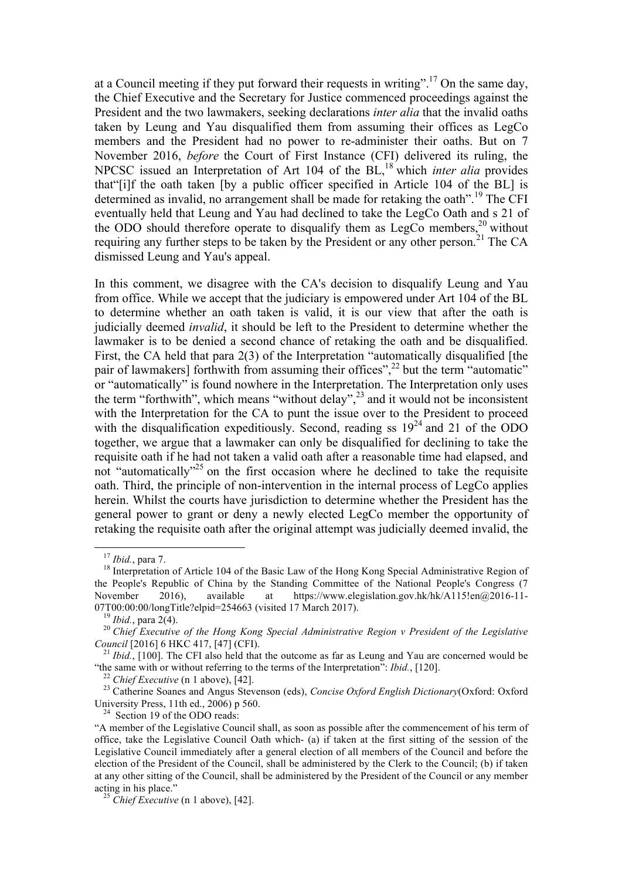at a Council meeting if they put forward their requests in writing".[17] On the same day, the Chief Executive and the Secretary for Justice commenced proceedings against the President and the two lawmakers, seeking declarations *inter alia* that the invalid oaths taken by Leung and Yau disqualified them from assuming their offices as LegCo members and the President had no power to re-administer their oaths. But on 7 November 2016, *before* the Court of First Instance (CFI) delivered its ruling, the NPCSC issued an Interpretation of Art 104 of the BL,[18] which *inter alia* provides that"[i]f the oath taken [by a public officer specified in Article 104 of the BL] is determined as invalid, no arrangement shall be made for retaking the oath".[19] The CFI eventually held that Leung and Yau had declined to take the LegCo Oath and s 21 of the ODO should therefore operate to disqualify them as LegCo members,[20] without requiring any further steps to be taken by the President or any other person.[21] The CA dismissed Leung and Yau's appeal.

In this comment, we disagree with the CA's decision to disqualify Leung and Yau from office. While we accept that the judiciary is empowered under Art 104 of the BL to determine whether an oath taken is valid, it is our view that after the oath is judicially deemed *invalid*, it should be left to the President to determine whether the lawmaker is to be denied a second chance of retaking the oath and be disqualified. First, the CA held that para 2(3) of the Interpretation "automatically disqualified [the pair of lawmakers] forthwith from assuming their offices",[22] but the term "automatic" or "automatically" is found nowhere in the Interpretation. The Interpretation only uses the term "forthwith", which means "without delay",[23] and it would not be inconsistent with the Interpretation for the CA to punt the issue over to the President to proceed with the disqualification expeditiously. Second, reading ss 19[24] and 21 of the ODO together, we argue that a lawmaker can only be disqualified for declining to take the requisite oath if he had not taken a valid oath after a reasonable time had elapsed, and not "automatically"[25] on the first occasion where he declined to take the requisite oath. Third, the principle of non-intervention in the internal process of LegCo applies herein. Whilst the courts have jurisdiction to determine whether the President has the general power to grant or deny a newly elected LegCo member the opportunity of retaking the requisite oath after the original attempt was judicially deemed invalid, the

---

[17] *Ibid.*, para 7.

[18] Interpretation of Article 104 of the Basic Law of the Hong Kong Special Administrative Region of the People's Republic of China by the Standing Committee of the National People's Congress (7 November 2016), available at https://www.elegislation.gov.hk/hk/A115!en@2016-11-07T00:00:00/longTitle?elpid=254663 (visited 17 March 2017).

[19] *Ibid.*, para 2(4).

[20] *Chief Executive of the Hong Kong Special Administrative Region v President of the Legislative Council* [2016] 6 HKC 417, [47] (CFI).

[21] *Ibid.*, [100]. The CFI also held that the outcome as far as Leung and Yau are concerned would be "the same with or without referring to the terms of the Interpretation": *Ibid.*, [120].

[22] *Chief Executive* (n 1 above), [42].

[23] Catherine Soanes and Angus Stevenson (eds), *Concise Oxford English Dictionary*(Oxford: Oxford University Press, 11th ed., 2006) p 560.

[24] Section 19 of the ODO reads:

"A member of the Legislative Council shall, as soon as possible after the commencement of his term of office, take the Legislative Council Oath which- (a) if taken at the first sitting of the session of the Legislative Council immediately after a general election of all members of the Council and before the election of the President of the Council, shall be administered by the Clerk to the Council; (b) if taken at any other sitting of the Council, shall be administered by the President of the Council or any member acting in his place."

[25] *Chief Executive* (n 1 above), [42].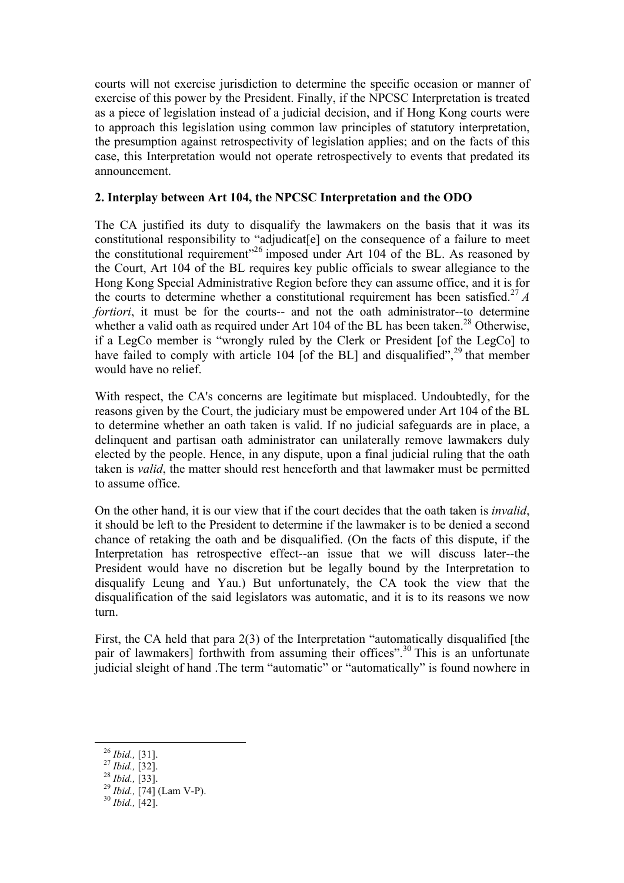courts will not exercise jurisdiction to determine the specific occasion or manner of exercise of this power by the President. Finally, if the NPCSC Interpretation is treated as a piece of legislation instead of a judicial decision, and if Hong Kong courts were to approach this legislation using common law principles of statutory interpretation, the presumption against retrospectivity of legislation applies; and on the facts of this case, this Interpretation would not operate retrospectively to events that predated its announcement.

**2. Interplay between Art 104, the NPCSC Interpretation and the ODO**

The CA justified its duty to disqualify the lawmakers on the basis that it was its constitutional responsibility to "adjudicat[e] on the consequence of a failure to meet the constitutional requirement"[26] imposed under Art 104 of the BL. As reasoned by the Court, Art 104 of the BL requires key public officials to swear allegiance to the Hong Kong Special Administrative Region before they can assume office, and it is for the courts to determine whether a constitutional requirement has been satisfied.[27] *A fortiori*, it must be for the courts-- and not the oath administrator--to determine whether a valid oath as required under Art 104 of the BL has been taken.[28] Otherwise, if a LegCo member is "wrongly ruled by the Clerk or President [of the LegCo] to have failed to comply with article 104 [of the BL] and disqualified",[29] that member would have no relief.

With respect, the CA's concerns are legitimate but misplaced. Undoubtedly, for the reasons given by the Court, the judiciary must be empowered under Art 104 of the BL to determine whether an oath taken is valid. If no judicial safeguards are in place, a delinquent and partisan oath administrator can unilaterally remove lawmakers duly elected by the people. Hence, in any dispute, upon a final judicial ruling that the oath taken is *valid*, the matter should rest henceforth and that lawmaker must be permitted to assume office.

On the other hand, it is our view that if the court decides that the oath taken is *invalid*, it should be left to the President to determine if the lawmaker is to be denied a second chance of retaking the oath and be disqualified. (On the facts of this dispute, if the Interpretation has retrospective effect--an issue that we will discuss later--the President would have no discretion but be legally bound by the Interpretation to disqualify Leung and Yau.) But unfortunately, the CA took the view that the disqualification of the said legislators was automatic, and it is to its reasons we now turn.

First, the CA held that para 2(3) of the Interpretation "automatically disqualified [the pair of lawmakers] forthwith from assuming their offices".[30] This is an unfortunate judicial sleight of hand .The term "automatic" or "automatically" is found nowhere in

[26] *Ibid.,* [31].
[27] *Ibid.,* [32].
[28] *Ibid.,* [33].
[29] *Ibid.,* [74] (Lam V-P).
[30] *Ibid.,* [42].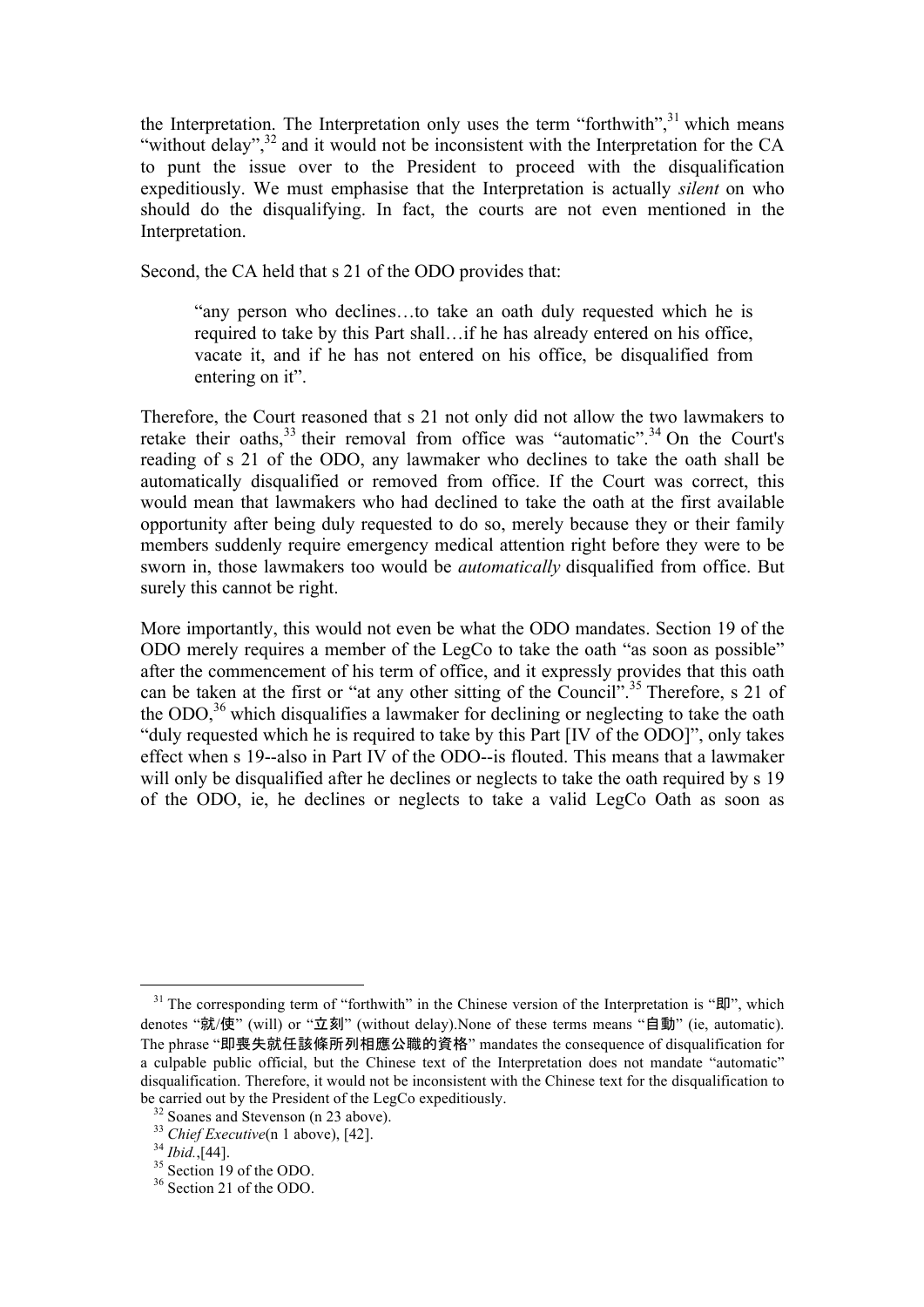the Interpretation. The Interpretation only uses the term "forthwith",[31] which means "without delay",[32] and it would not be inconsistent with the Interpretation for the CA to punt the issue over to the President to proceed with the disqualification expeditiously. We must emphasise that the Interpretation is actually *silent* on who should do the disqualifying. In fact, the courts are not even mentioned in the Interpretation.

Second, the CA held that s 21 of the ODO provides that:

> "any person who declines…to take an oath duly requested which he is required to take by this Part shall…if he has already entered on his office, vacate it, and if he has not entered on his office, be disqualified from entering on it".

Therefore, the Court reasoned that s 21 not only did not allow the two lawmakers to retake their oaths,[33] their removal from office was "automatic".[34] On the Court's reading of s 21 of the ODO, any lawmaker who declines to take the oath shall be automatically disqualified or removed from office. If the Court was correct, this would mean that lawmakers who had declined to take the oath at the first available opportunity after being duly requested to do so, merely because they or their family members suddenly require emergency medical attention right before they were to be sworn in, those lawmakers too would be *automatically* disqualified from office. But surely this cannot be right.

More importantly, this would not even be what the ODO mandates. Section 19 of the ODO merely requires a member of the LegCo to take the oath "as soon as possible" after the commencement of his term of office, and it expressly provides that this oath can be taken at the first or "at any other sitting of the Council".[35] Therefore, s 21 of the ODO,[36] which disqualifies a lawmaker for declining or neglecting to take the oath "duly requested which he is required to take by this Part [IV of the ODO]", only takes effect when s 19--also in Part IV of the ODO--is flouted. This means that a lawmaker will only be disqualified after he declines or neglects to take the oath required by s 19 of the ODO, ie, he declines or neglects to take a valid LegCo Oath as soon as

---

[31] The corresponding term of "forthwith" in the Chinese version of the Interpretation is "即", which denotes "就/使" (will) or "立刻" (without delay).None of these terms means "自動" (ie, automatic). The phrase "即喪失就任該條所列相應公職的資格" mandates the consequence of disqualification for a culpable public official, but the Chinese text of the Interpretation does not mandate "automatic" disqualification. Therefore, it would not be inconsistent with the Chinese text for the disqualification to be carried out by the President of the LegCo expeditiously.

[32] Soanes and Stevenson (n 23 above).

[33] *Chief Executive*(n 1 above), [42].

[34] *Ibid.*,[44].

[35] Section 19 of the ODO.

[36] Section 21 of the ODO.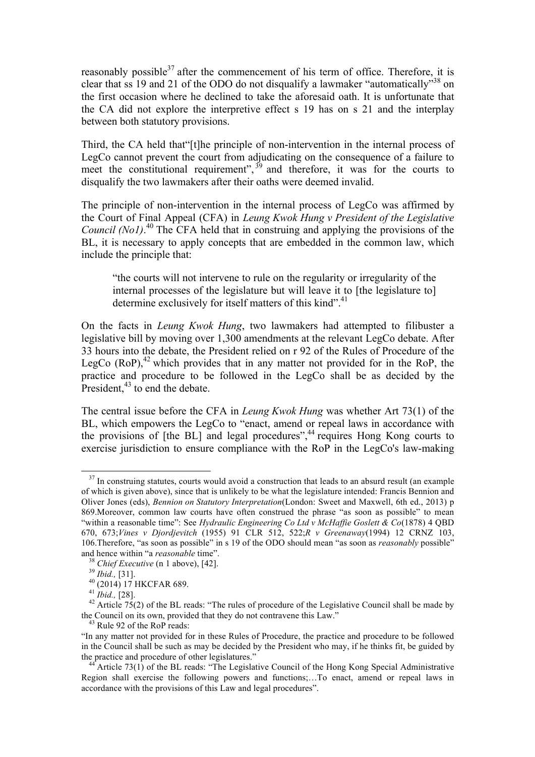reasonably possible[37] after the commencement of his term of office. Therefore, it is clear that ss 19 and 21 of the ODO do not disqualify a lawmaker "automatically"[38] on the first occasion where he declined to take the aforesaid oath. It is unfortunate that the CA did not explore the interpretive effect s 19 has on s 21 and the interplay between both statutory provisions.

Third, the CA held that"[t]he principle of non-intervention in the internal process of LegCo cannot prevent the court from adjudicating on the consequence of a failure to meet the constitutional requirement",[39] and therefore, it was for the courts to disqualify the two lawmakers after their oaths were deemed invalid.

The principle of non-intervention in the internal process of LegCo was affirmed by the Court of Final Appeal (CFA) in *Leung Kwok Hung v President of the Legislative Council (No1)*.[40] The CFA held that in construing and applying the provisions of the BL, it is necessary to apply concepts that are embedded in the common law, which include the principle that:

> "the courts will not intervene to rule on the regularity or irregularity of the internal processes of the legislature but will leave it to [the legislature to] determine exclusively for itself matters of this kind".[41]

On the facts in *Leung Kwok Hung*, two lawmakers had attempted to filibuster a legislative bill by moving over 1,300 amendments at the relevant LegCo debate. After 33 hours into the debate, the President relied on r 92 of the Rules of Procedure of the LegCo (RoP),[42] which provides that in any matter not provided for in the RoP, the practice and procedure to be followed in the LegCo shall be as decided by the President,[43] to end the debate.

The central issue before the CFA in *Leung Kwok Hung* was whether Art 73(1) of the BL, which empowers the LegCo to "enact, amend or repeal laws in accordance with the provisions of [the BL] and legal procedures",[44] requires Hong Kong courts to exercise jurisdiction to ensure compliance with the RoP in the LegCo's law-making

---

[37] In construing statutes, courts would avoid a construction that leads to an absurd result (an example of which is given above), since that is unlikely to be what the legislature intended: Francis Bennion and Oliver Jones (eds), *Bennion on Statutory Interpretation*(London: Sweet and Maxwell, 6th ed., 2013) p 869.Moreover, common law courts have often construed the phrase "as soon as possible" to mean "within a reasonable time": See *Hydraulic Engineering Co Ltd v McHaffie Goslett & Co*(1878) 4 QBD 670, 673;*Vines v Djordjevitch* (1955) 91 CLR 512, 522;*R v Greenaway*(1994) 12 CRNZ 103, 106.Therefore, "as soon as possible" in s 19 of the ODO should mean "as soon as *reasonably* possible" and hence within "a *reasonable* time".

[38] *Chief Executive* (n 1 above), [42].

[39] *Ibid.,* [31].

[40] (2014) 17 HKCFAR 689.

[41] *Ibid.,* [28].

[42] Article 75(2) of the BL reads: "The rules of procedure of the Legislative Council shall be made by the Council on its own, provided that they do not contravene this Law."

[43] Rule 92 of the RoP reads:
"In any matter not provided for in these Rules of Procedure, the practice and procedure to be followed in the Council shall be such as may be decided by the President who may, if he thinks fit, be guided by the practice and procedure of other legislatures."

[44] Article 73(1) of the BL reads: "The Legislative Council of the Hong Kong Special Administrative Region shall exercise the following powers and functions;…To enact, amend or repeal laws in accordance with the provisions of this Law and legal procedures".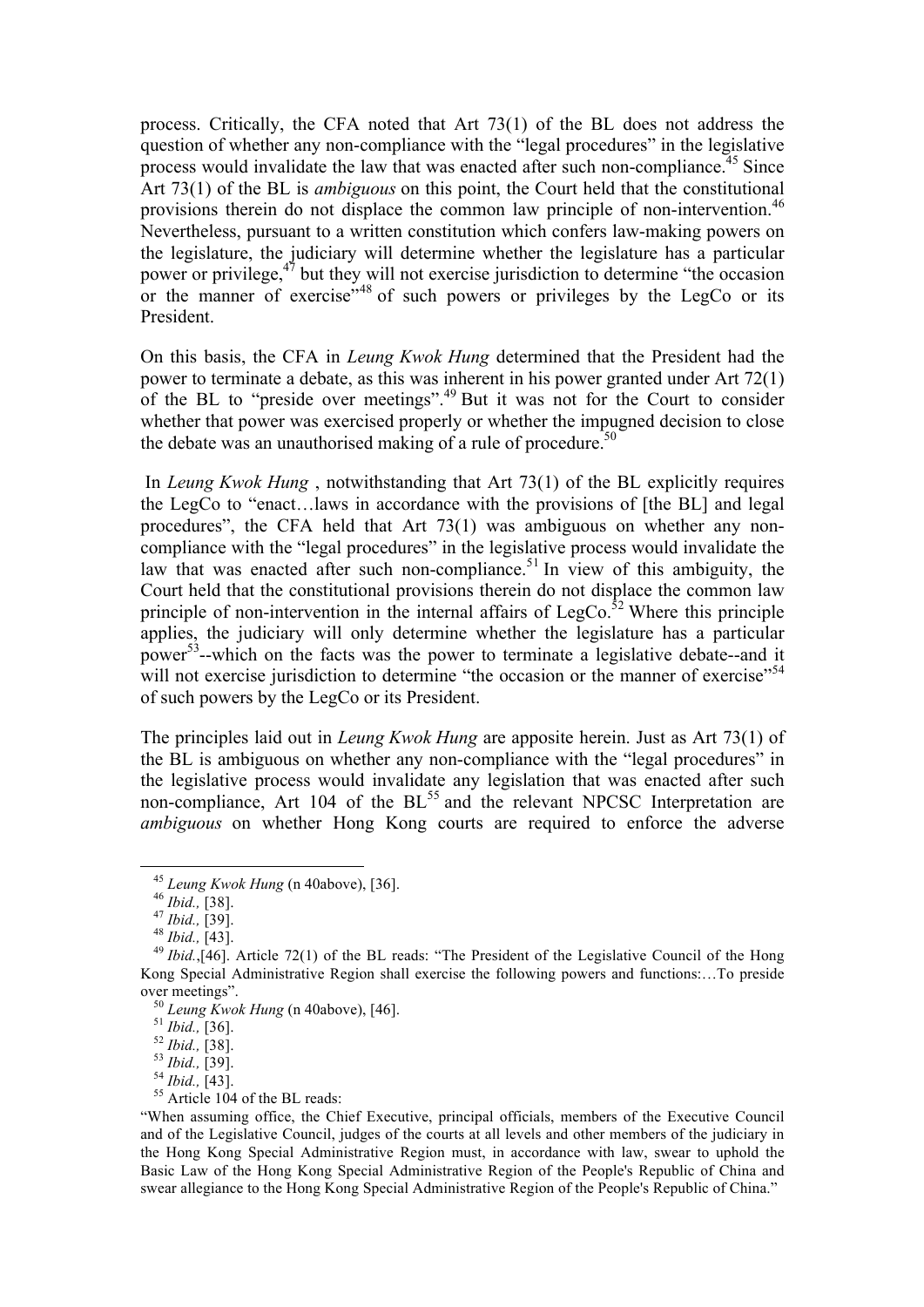process. Critically, the CFA noted that Art 73(1) of the BL does not address the question of whether any non-compliance with the "legal procedures" in the legislative process would invalidate the law that was enacted after such non-compliance.[45] Since Art 73(1) of the BL is *ambiguous* on this point, the Court held that the constitutional provisions therein do not displace the common law principle of non-intervention.[46] Nevertheless, pursuant to a written constitution which confers law-making powers on the legislature, the judiciary will determine whether the legislature has a particular power or privilege,[47] but they will not exercise jurisdiction to determine "the occasion or the manner of exercise"[48] of such powers or privileges by the LegCo or its President.

On this basis, the CFA in *Leung Kwok Hung* determined that the President had the power to terminate a debate, as this was inherent in his power granted under Art 72(1) of the BL to "preside over meetings".[49] But it was not for the Court to consider whether that power was exercised properly or whether the impugned decision to close the debate was an unauthorised making of a rule of procedure.[50]

In *Leung Kwok Hung* , notwithstanding that Art 73(1) of the BL explicitly requires the LegCo to "enact…laws in accordance with the provisions of [the BL] and legal procedures", the CFA held that Art 73(1) was ambiguous on whether any non-compliance with the "legal procedures" in the legislative process would invalidate the law that was enacted after such non-compliance.[51] In view of this ambiguity, the Court held that the constitutional provisions therein do not displace the common law principle of non-intervention in the internal affairs of LegCo.[52] Where this principle applies, the judiciary will only determine whether the legislature has a particular power[53]--which on the facts was the power to terminate a legislative debate--and it will not exercise jurisdiction to determine "the occasion or the manner of exercise"[54] of such powers by the LegCo or its President.

The principles laid out in *Leung Kwok Hung* are apposite herein. Just as Art 73(1) of the BL is ambiguous on whether any non-compliance with the "legal procedures" in the legislative process would invalidate any legislation that was enacted after such non-compliance, Art 104 of the BL[55] and the relevant NPCSC Interpretation are *ambiguous* on whether Hong Kong courts are required to enforce the adverse

---

[45] *Leung Kwok Hung* (n 40above), [36].

[46] *Ibid.,* [38].

[47] *Ibid.,* [39].

[48] *Ibid.,* [43].

[49] *Ibid.,*[46]. Article 72(1) of the BL reads: "The President of the Legislative Council of the Hong Kong Special Administrative Region shall exercise the following powers and functions:…To preside over meetings".

[50] *Leung Kwok Hung* (n 40above), [46].

[51] *Ibid.,* [36].

[52] *Ibid.,* [38].

[53] *Ibid.,* [39].

[54] *Ibid.,* [43].

[55] Article 104 of the BL reads:

"When assuming office, the Chief Executive, principal officials, members of the Executive Council and of the Legislative Council, judges of the courts at all levels and other members of the judiciary in the Hong Kong Special Administrative Region must, in accordance with law, swear to uphold the Basic Law of the Hong Kong Special Administrative Region of the People's Republic of China and swear allegiance to the Hong Kong Special Administrative Region of the People's Republic of China."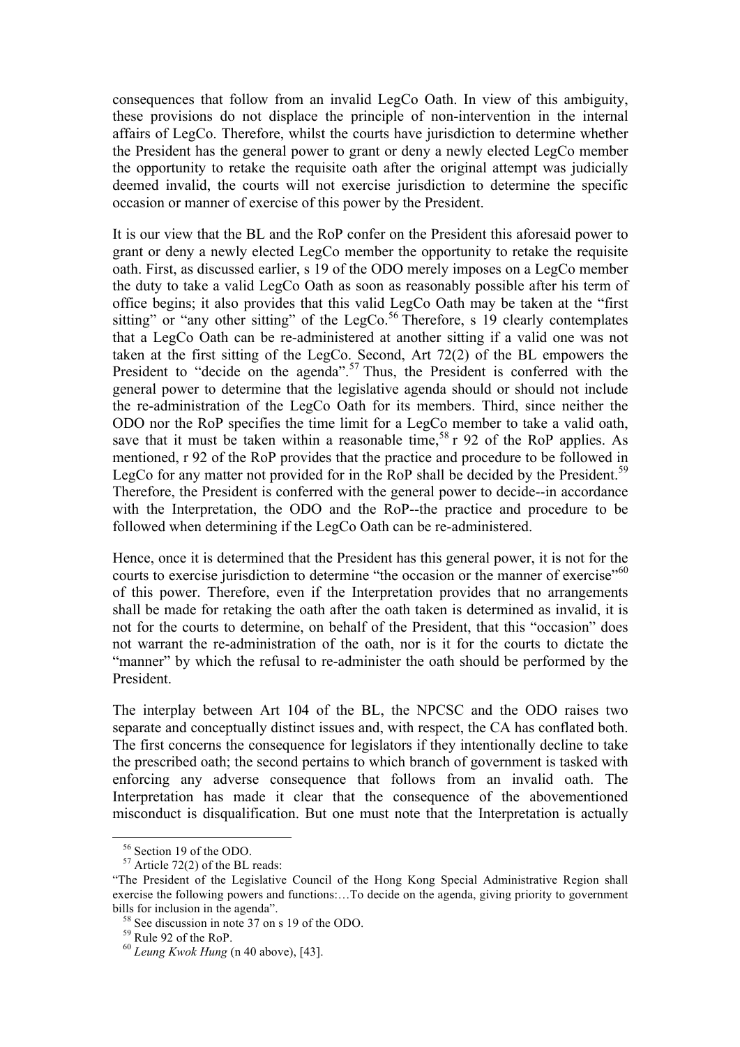consequences that follow from an invalid LegCo Oath. In view of this ambiguity, these provisions do not displace the principle of non-intervention in the internal affairs of LegCo. Therefore, whilst the courts have jurisdiction to determine whether the President has the general power to grant or deny a newly elected LegCo member the opportunity to retake the requisite oath after the original attempt was judicially deemed invalid, the courts will not exercise jurisdiction to determine the specific occasion or manner of exercise of this power by the President.

It is our view that the BL and the RoP confer on the President this aforesaid power to grant or deny a newly elected LegCo member the opportunity to retake the requisite oath. First, as discussed earlier, s 19 of the ODO merely imposes on a LegCo member the duty to take a valid LegCo Oath as soon as reasonably possible after his term of office begins; it also provides that this valid LegCo Oath may be taken at the "first sitting" or "any other sitting" of the LegCo.[56] Therefore, s 19 clearly contemplates that a LegCo Oath can be re-administered at another sitting if a valid one was not taken at the first sitting of the LegCo. Second, Art 72(2) of the BL empowers the President to "decide on the agenda".[57] Thus, the President is conferred with the general power to determine that the legislative agenda should or should not include the re-administration of the LegCo Oath for its members. Third, since neither the ODO nor the RoP specifies the time limit for a LegCo member to take a valid oath, save that it must be taken within a reasonable time,[58] r 92 of the RoP applies. As mentioned, r 92 of the RoP provides that the practice and procedure to be followed in LegCo for any matter not provided for in the RoP shall be decided by the President.[59] Therefore, the President is conferred with the general power to decide--in accordance with the Interpretation, the ODO and the RoP--the practice and procedure to be followed when determining if the LegCo Oath can be re-administered.

Hence, once it is determined that the President has this general power, it is not for the courts to exercise jurisdiction to determine "the occasion or the manner of exercise"[60] of this power. Therefore, even if the Interpretation provides that no arrangements shall be made for retaking the oath after the oath taken is determined as invalid, it is not for the courts to determine, on behalf of the President, that this "occasion" does not warrant the re-administration of the oath, nor is it for the courts to dictate the "manner" by which the refusal to re-administer the oath should be performed by the President.

The interplay between Art 104 of the BL, the NPCSC and the ODO raises two separate and conceptually distinct issues and, with respect, the CA has conflated both. The first concerns the consequence for legislators if they intentionally decline to take the prescribed oath; the second pertains to which branch of government is tasked with enforcing any adverse consequence that follows from an invalid oath. The Interpretation has made it clear that the consequence of the abovementioned misconduct is disqualification. But one must note that the Interpretation is actually

---

[56] Section 19 of the ODO.

[57] Article 72(2) of the BL reads:

"The President of the Legislative Council of the Hong Kong Special Administrative Region shall exercise the following powers and functions:…To decide on the agenda, giving priority to government bills for inclusion in the agenda".

[58] See discussion in note 37 on s 19 of the ODO.

[59] Rule 92 of the RoP.

[60] *Leung Kwok Hung* (n 40 above), [43].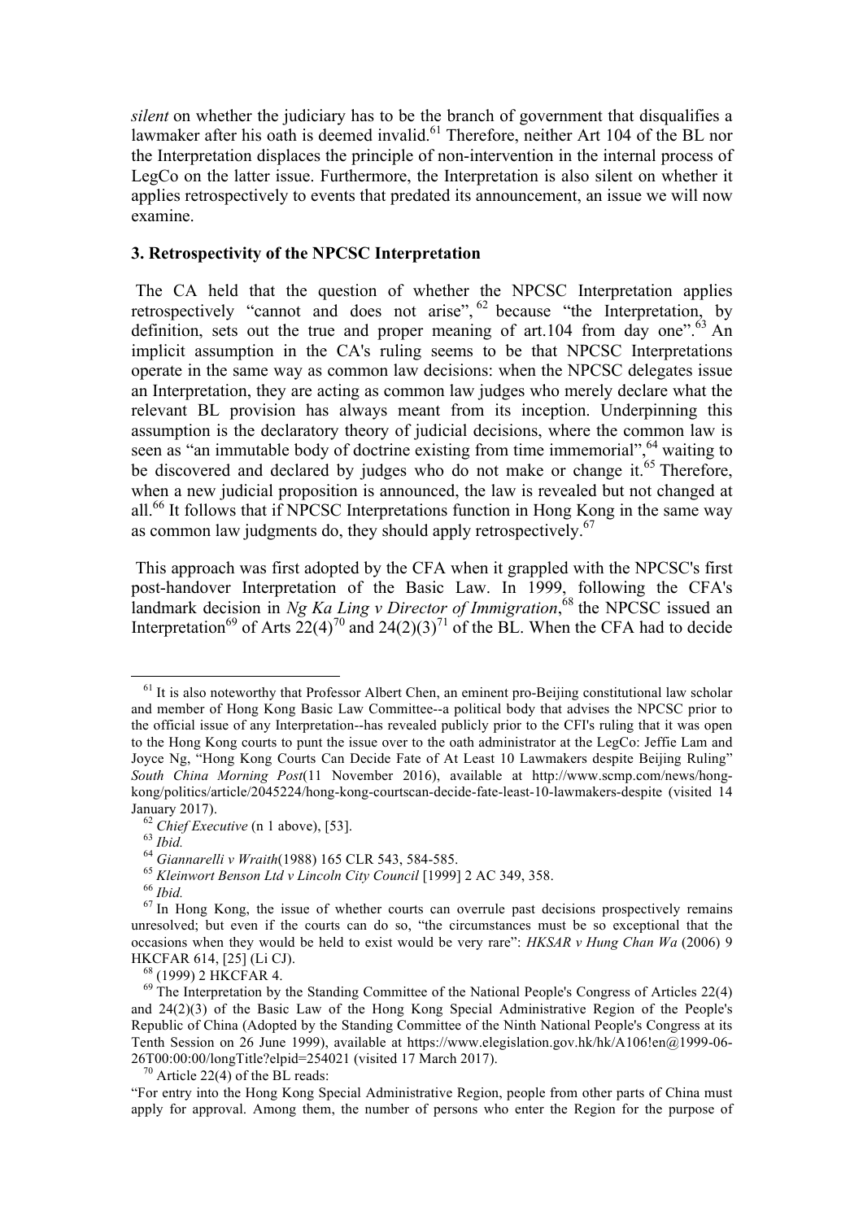*silent* on whether the judiciary has to be the branch of government that disqualifies a lawmaker after his oath is deemed invalid.[61] Therefore, neither Art 104 of the BL nor the Interpretation displaces the principle of non-intervention in the internal process of LegCo on the latter issue. Furthermore, the Interpretation is also silent on whether it applies retrospectively to events that predated its announcement, an issue we will now examine.

### 3. Retrospectivity of the NPCSC Interpretation

The CA held that the question of whether the NPCSC Interpretation applies retrospectively "cannot and does not arise",[62] because "the Interpretation, by definition, sets out the true and proper meaning of art.104 from day one".[63] An implicit assumption in the CA's ruling seems to be that NPCSC Interpretations operate in the same way as common law decisions: when the NPCSC delegates issue an Interpretation, they are acting as common law judges who merely declare what the relevant BL provision has always meant from its inception. Underpinning this assumption is the declaratory theory of judicial decisions, where the common law is seen as "an immutable body of doctrine existing from time immemorial",[64] waiting to be discovered and declared by judges who do not make or change it.[65] Therefore, when a new judicial proposition is announced, the law is revealed but not changed at all.[66] It follows that if NPCSC Interpretations function in Hong Kong in the same way as common law judgments do, they should apply retrospectively.[67]

This approach was first adopted by the CFA when it grappled with the NPCSC's first post-handover Interpretation of the Basic Law. In 1999, following the CFA's landmark decision in *Ng Ka Ling v Director of Immigration*,[68] the NPCSC issued an Interpretation[69] of Arts 22(4)[70] and 24(2)(3)[71] of the BL. When the CFA had to decide

---

[61] It is also noteworthy that Professor Albert Chen, an eminent pro-Beijing constitutional law scholar and member of Hong Kong Basic Law Committee--a political body that advises the NPCSC prior to the official issue of any Interpretation--has revealed publicly prior to the CFI's ruling that it was open to the Hong Kong courts to punt the issue over to the oath administrator at the LegCo: Jeffie Lam and Joyce Ng, "Hong Kong Courts Can Decide Fate of At Least 10 Lawmakers despite Beijing Ruling" *South China Morning Post*(11 November 2016), available at http://www.scmp.com/news/hong-kong/politics/article/2045224/hong-kong-courtscan-decide-fate-least-10-lawmakers-despite (visited 14 January 2017).

[62] *Chief Executive* (n 1 above), [53].

[63] *Ibid.*

[64] *Giannarelli v Wraith*(1988) 165 CLR 543, 584-585.

[65] *Kleinwort Benson Ltd v Lincoln City Council* [1999] 2 AC 349, 358.

[66] *Ibid.*

[67] In Hong Kong, the issue of whether courts can overrule past decisions prospectively remains unresolved; but even if the courts can do so, "the circumstances must be so exceptional that the occasions when they would be held to exist would be very rare": *HKSAR v Hung Chan Wa* (2006) 9 HKCFAR 614, [25] (Li CJ).

[68] (1999) 2 HKCFAR 4.

[69] The Interpretation by the Standing Committee of the National People's Congress of Articles 22(4) and 24(2)(3) of the Basic Law of the Hong Kong Special Administrative Region of the People's Republic of China (Adopted by the Standing Committee of the Ninth National People's Congress at its Tenth Session on 26 June 1999), available at https://www.elegislation.gov.hk/hk/A106!en@1999-06-26T00:00:00/longTitle?elpid=254021 (visited 17 March 2017).

[70] Article 22(4) of the BL reads:

"For entry into the Hong Kong Special Administrative Region, people from other parts of China must apply for approval. Among them, the number of persons who enter the Region for the purpose of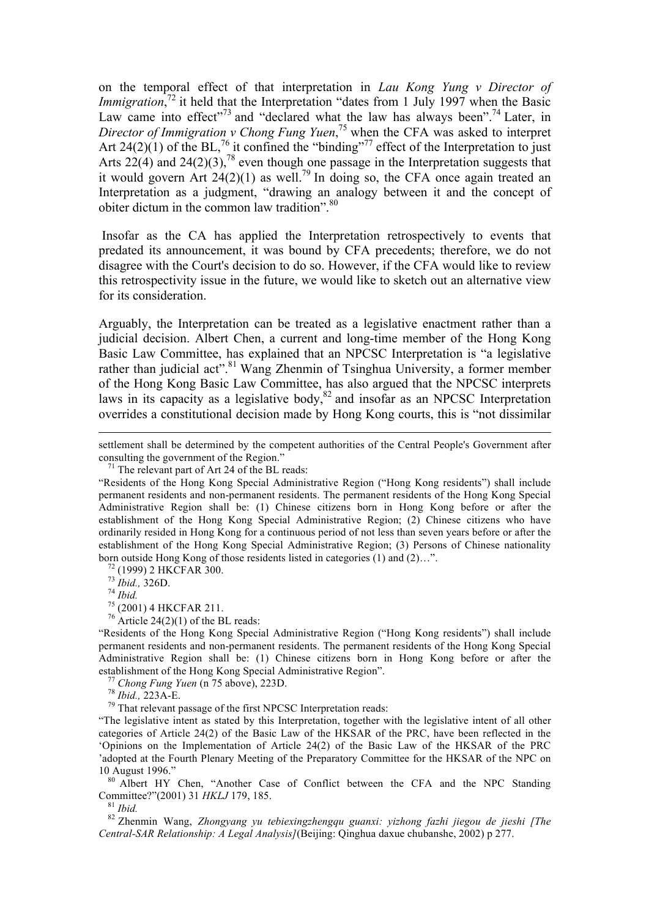on the temporal effect of that interpretation in *Lau Kong Yung v Director of Immigration*,[72] it held that the Interpretation "dates from 1 July 1997 when the Basic Law came into effect"[73] and "declared what the law has always been".[74] Later, in *Director of Immigration v Chong Fung Yuen*,[75] when the CFA was asked to interpret Art 24(2)(1) of the BL,[76] it confined the "binding"[77] effect of the Interpretation to just Arts 22(4) and 24(2)(3),[78] even though one passage in the Interpretation suggests that it would govern Art 24(2)(1) as well.[79] In doing so, the CFA once again treated an Interpretation as a judgment, "drawing an analogy between it and the concept of obiter dictum in the common law tradition".[80]

Insofar as the CA has applied the Interpretation retrospectively to events that predated its announcement, it was bound by CFA precedents; therefore, we do not disagree with the Court's decision to do so. However, if the CFA would like to review this retrospectivity issue in the future, we would like to sketch out an alternative view for its consideration.

Arguably, the Interpretation can be treated as a legislative enactment rather than a judicial decision. Albert Chen, a current and long-time member of the Hong Kong Basic Law Committee, has explained that an NPCSC Interpretation is "a legislative rather than judicial act".[81] Wang Zhenmin of Tsinghua University, a former member of the Hong Kong Basic Law Committee, has also argued that the NPCSC interprets laws in its capacity as a legislative body,[82] and insofar as an NPCSC Interpretation overrides a constitutional decision made by Hong Kong courts, this is "not dissimilar

---

settlement shall be determined by the competent authorities of the Central People's Government after consulting the government of the Region."

[71] The relevant part of Art 24 of the BL reads:

"Residents of the Hong Kong Special Administrative Region ("Hong Kong residents") shall include permanent residents and non-permanent residents. The permanent residents of the Hong Kong Special Administrative Region shall be: (1) Chinese citizens born in Hong Kong before or after the establishment of the Hong Kong Special Administrative Region; (2) Chinese citizens who have ordinarily resided in Hong Kong for a continuous period of not less than seven years before or after the establishment of the Hong Kong Special Administrative Region; (3) Persons of Chinese nationality born outside Hong Kong of those residents listed in categories (1) and (2)…".

[72] (1999) 2 HKCFAR 300.

[73] *Ibid.,* 326D.

[74] *Ibid.*

[75] (2001) 4 HKCFAR 211.

[76] Article 24(2)(1) of the BL reads:

"Residents of the Hong Kong Special Administrative Region ("Hong Kong residents") shall include permanent residents and non-permanent residents. The permanent residents of the Hong Kong Special Administrative Region shall be: (1) Chinese citizens born in Hong Kong before or after the establishment of the Hong Kong Special Administrative Region".

[77] *Chong Fung Yuen* (n 75 above), 223D.

[78] *Ibid.,* 223A-E.

[79] That relevant passage of the first NPCSC Interpretation reads:

"The legislative intent as stated by this Interpretation, together with the legislative intent of all other categories of Article 24(2) of the Basic Law of the HKSAR of the PRC, have been reflected in the 'Opinions on the Implementation of Article 24(2) of the Basic Law of the HKSAR of the PRC 'adopted at the Fourth Plenary Meeting of the Preparatory Committee for the HKSAR of the NPC on 10 August 1996."

[80] Albert HY Chen, "Another Case of Conflict between the CFA and the NPC Standing Committee?"(2001) 31 *HKLJ* 179, 185.

[81] *Ibid.*

[82] Zhenmin Wang, *Zhongyang yu tebiexingzhengqu guanxi: yizhong fazhi jiegou de jieshi [The Central-SAR Relationship: A Legal Analysis]*(Beijing: Qinghua daxue chubanshe, 2002) p 277.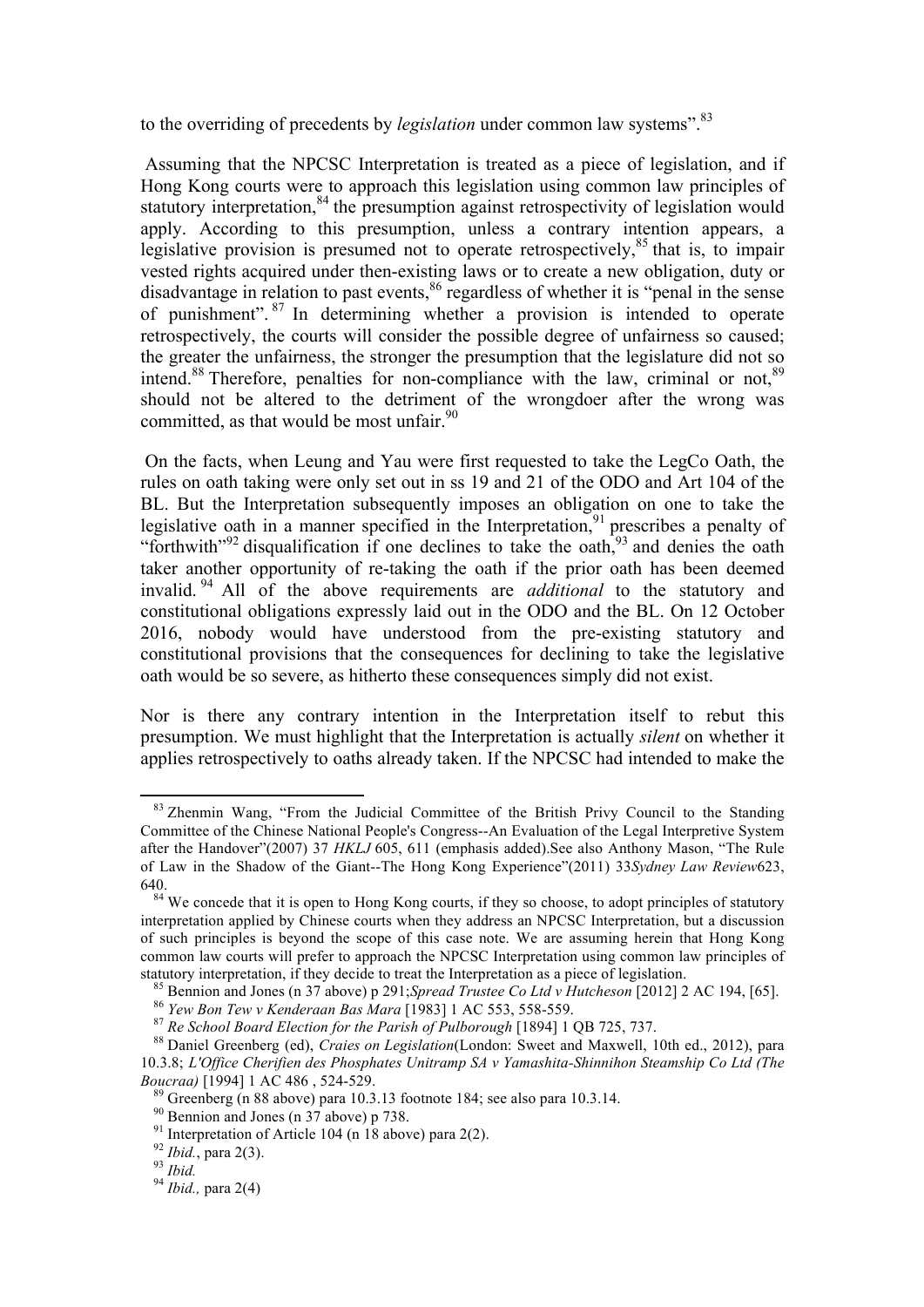to the overriding of precedents by *legislation* under common law systems".[83]

Assuming that the NPCSC Interpretation is treated as a piece of legislation, and if Hong Kong courts were to approach this legislation using common law principles of statutory interpretation,[84] the presumption against retrospectivity of legislation would apply. According to this presumption, unless a contrary intention appears, a legislative provision is presumed not to operate retrospectively,[85] that is, to impair vested rights acquired under then-existing laws or to create a new obligation, duty or disadvantage in relation to past events,[86] regardless of whether it is "penal in the sense of punishment".[87] In determining whether a provision is intended to operate retrospectively, the courts will consider the possible degree of unfairness so caused; the greater the unfairness, the stronger the presumption that the legislature did not so intend.[88] Therefore, penalties for non-compliance with the law, criminal or not,[89] should not be altered to the detriment of the wrongdoer after the wrong was committed, as that would be most unfair.[90]

On the facts, when Leung and Yau were first requested to take the LegCo Oath, the rules on oath taking were only set out in ss 19 and 21 of the ODO and Art 104 of the BL. But the Interpretation subsequently imposes an obligation on one to take the legislative oath in a manner specified in the Interpretation,[91] prescribes a penalty of "forthwith"[92] disqualification if one declines to take the oath,[93] and denies the oath taker another opportunity of re-taking the oath if the prior oath has been deemed invalid.[94] All of the above requirements are *additional* to the statutory and constitutional obligations expressly laid out in the ODO and the BL. On 12 October 2016, nobody would have understood from the pre-existing statutory and constitutional provisions that the consequences for declining to take the legislative oath would be so severe, as hitherto these consequences simply did not exist.

Nor is there any contrary intention in the Interpretation itself to rebut this presumption. We must highlight that the Interpretation is actually *silent* on whether it applies retrospectively to oaths already taken. If the NPCSC had intended to make the

---

[83] Zhenmin Wang, "From the Judicial Committee of the British Privy Council to the Standing Committee of the Chinese National People's Congress--An Evaluation of the Legal Interpretive System after the Handover"(2007) 37 *HKLJ* 605, 611 (emphasis added).See also Anthony Mason, "The Rule of Law in the Shadow of the Giant--The Hong Kong Experience"(2011) 33*Sydney Law Review*623, 640.

[84] We concede that it is open to Hong Kong courts, if they so choose, to adopt principles of statutory interpretation applied by Chinese courts when they address an NPCSC Interpretation, but a discussion of such principles is beyond the scope of this case note. We are assuming herein that Hong Kong common law courts will prefer to approach the NPCSC Interpretation using common law principles of statutory interpretation, if they decide to treat the Interpretation as a piece of legislation.

[85] Bennion and Jones (n 37 above) p 291;*Spread Trustee Co Ltd v Hutcheson* [2012] 2 AC 194, [65].

[86] *Yew Bon Tew v Kenderaan Bas Mara* [1983] 1 AC 553, 558-559.

[87] *Re School Board Election for the Parish of Pulborough* [1894] 1 QB 725, 737.

[88] Daniel Greenberg (ed), *Craies on Legislation*(London: Sweet and Maxwell, 10th ed., 2012), para 10.3.8; *L'Office Cherifien des Phosphates Unitramp SA v Yamashita-Shinnihon Steamship Co Ltd (The Boucraa)* [1994] 1 AC 486 , 524-529.

[89] Greenberg (n 88 above) para 10.3.13 footnote 184; see also para 10.3.14.

[90] Bennion and Jones (n 37 above) p 738.

[91] Interpretation of Article 104 (n 18 above) para 2(2).

[92] *Ibid.*, para 2(3).

[93] *Ibid.*

[94] *Ibid.,* para 2(4)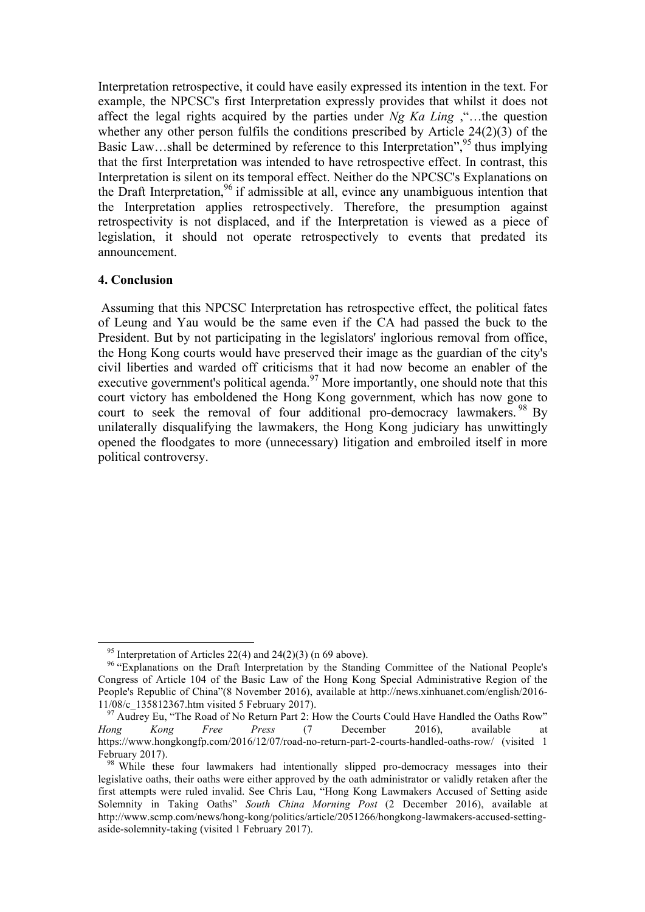Interpretation retrospective, it could have easily expressed its intention in the text. For example, the NPCSC's first Interpretation expressly provides that whilst it does not affect the legal rights acquired by the parties under *Ng Ka Ling* ,"…the question whether any other person fulfils the conditions prescribed by Article 24(2)(3) of the Basic Law…shall be determined by reference to this Interpretation",[95] thus implying that the first Interpretation was intended to have retrospective effect. In contrast, this Interpretation is silent on its temporal effect. Neither do the NPCSC's Explanations on the Draft Interpretation,[96] if admissible at all, evince any unambiguous intention that the Interpretation applies retrospectively. Therefore, the presumption against retrospectivity is not displaced, and if the Interpretation is viewed as a piece of legislation, it should not operate retrospectively to events that predated its announcement.

**4. Conclusion**

Assuming that this NPCSC Interpretation has retrospective effect, the political fates of Leung and Yau would be the same even if the CA had passed the buck to the President. But by not participating in the legislators' inglorious removal from office, the Hong Kong courts would have preserved their image as the guardian of the city's civil liberties and warded off criticisms that it had now become an enabler of the executive government's political agenda.[97] More importantly, one should note that this court victory has emboldened the Hong Kong government, which has now gone to court to seek the removal of four additional pro-democracy lawmakers.[98] By unilaterally disqualifying the lawmakers, the Hong Kong judiciary has unwittingly opened the floodgates to more (unnecessary) litigation and embroiled itself in more political controversy.

---

[95] Interpretation of Articles 22(4) and 24(2)(3) (n 69 above).

[96] "Explanations on the Draft Interpretation by the Standing Committee of the National People's Congress of Article 104 of the Basic Law of the Hong Kong Special Administrative Region of the People's Republic of China"(8 November 2016), available at http://news.xinhuanet.com/english/2016-11/08/c_135812367.htm visited 5 February 2017).

[97] Audrey Eu, "The Road of No Return Part 2: How the Courts Could Have Handled the Oaths Row" *Hong Kong Free Press* (7 December 2016), available at https://www.hongkongfp.com/2016/12/07/road-no-return-part-2-courts-handled-oaths-row/ (visited 1 February 2017).

[98] While these four lawmakers had intentionally slipped pro-democracy messages into their legislative oaths, their oaths were either approved by the oath administrator or validly retaken after the first attempts were ruled invalid. See Chris Lau, "Hong Kong Lawmakers Accused of Setting aside Solemnity in Taking Oaths" *South China Morning Post* (2 December 2016), available at http://www.scmp.com/news/hong-kong/politics/article/2051266/hongkong-lawmakers-accused-setting-aside-solemnity-taking (visited 1 February 2017).